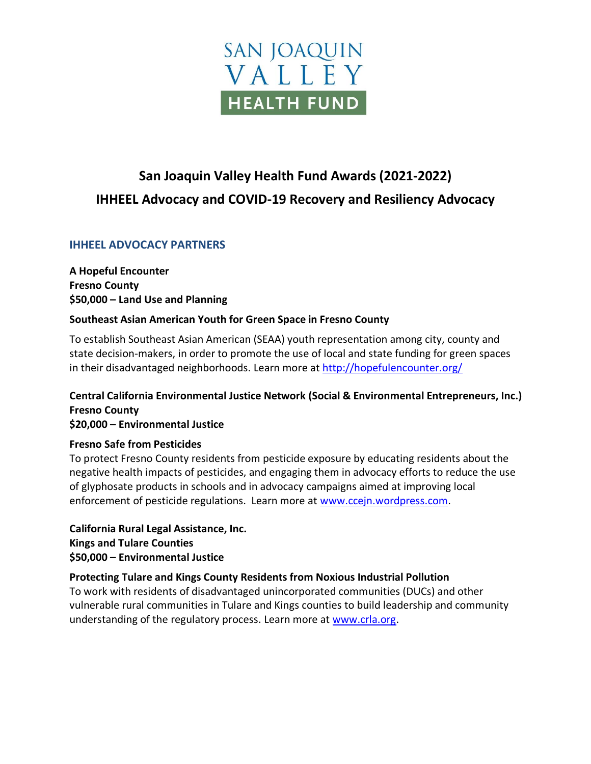SAN JOAQUIN
VALLEY
HEALTH FUND

# San Joaquin Valley Health Fund Awards (2021-2022)
# IHHEEL Advocacy and COVID-19 Recovery and Resiliency Advocacy

## IHHEEL ADVOCACY PARTNERS

**A Hopeful Encounter**
**Fresno County**
**$50,000 – Land Use and Planning**

**Southeast Asian American Youth for Green Space in Fresno County**

To establish Southeast Asian American (SEAA) youth representation among city, county and state decision-makers, in order to promote the use of local and state funding for green spaces in their disadvantaged neighborhoods. Learn more at http://hopefulencounter.org/

**Central California Environmental Justice Network (Social & Environmental Entrepreneurs, Inc.)**
**Fresno County**
**$20,000 – Environmental Justice**

**Fresno Safe from Pesticides**
To protect Fresno County residents from pesticide exposure by educating residents about the negative health impacts of pesticides, and engaging them in advocacy efforts to reduce the use of glyphosate products in schools and in advocacy campaigns aimed at improving local enforcement of pesticide regulations. Learn more at www.ccejn.wordpress.com.

**California Rural Legal Assistance, Inc.**
**Kings and Tulare Counties**
**$50,000 – Environmental Justice**

**Protecting Tulare and Kings County Residents from Noxious Industrial Pollution**
To work with residents of disadvantaged unincorporated communities (DUCs) and other vulnerable rural communities in Tulare and Kings counties to build leadership and community understanding of the regulatory process. Learn more at www.crla.org.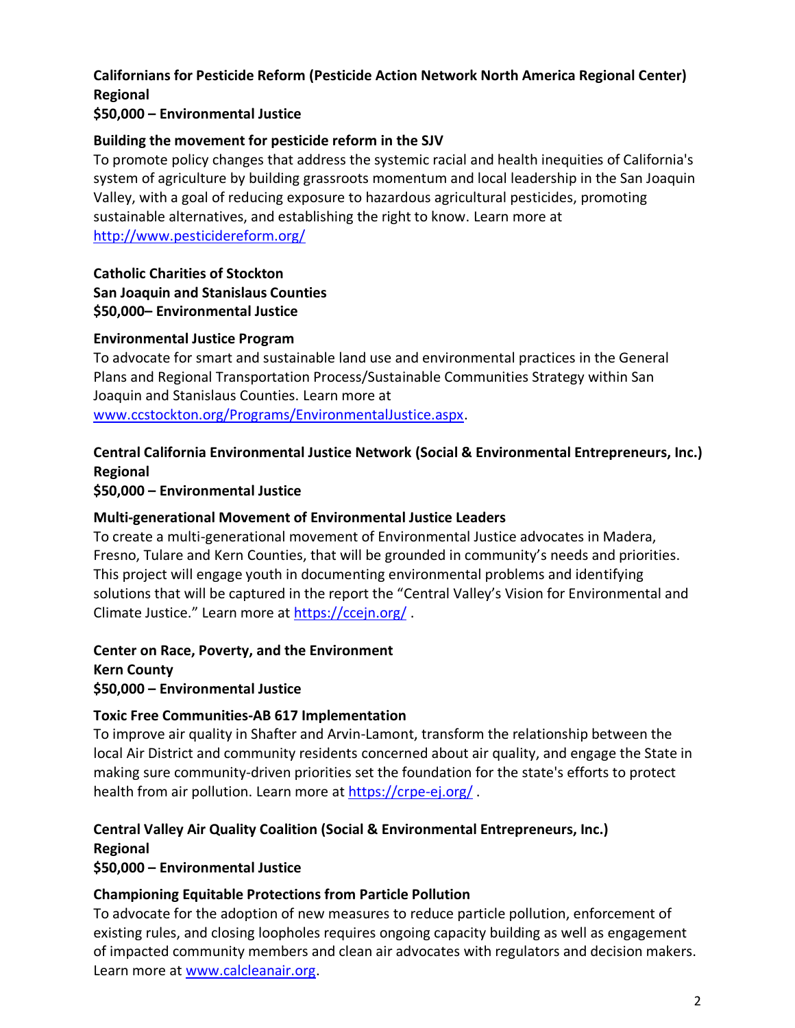**Californians for Pesticide Reform (Pesticide Action Network North America Regional Center)**
**Regional**
**$50,000 – Environmental Justice**

**Building the movement for pesticide reform in the SJV**
To promote policy changes that address the systemic racial and health inequities of California's system of agriculture by building grassroots momentum and local leadership in the San Joaquin Valley, with a goal of reducing exposure to hazardous agricultural pesticides, promoting sustainable alternatives, and establishing the right to know. Learn more at [http://www.pesticidereform.org/](http://www.pesticidereform.org/)

**Catholic Charities of Stockton**
**San Joaquin and Stanislaus Counties**
**$50,000– Environmental Justice**

**Environmental Justice Program**
To advocate for smart and sustainable land use and environmental practices in the General Plans and Regional Transportation Process/Sustainable Communities Strategy within San Joaquin and Stanislaus Counties. Learn more at [www.ccstockton.org/Programs/EnvironmentalJustice.aspx](www.ccstockton.org/Programs/EnvironmentalJustice.aspx).

**Central California Environmental Justice Network (Social & Environmental Entrepreneurs, Inc.)**
**Regional**
**$50,000 – Environmental Justice**

**Multi-generational Movement of Environmental Justice Leaders**
To create a multi-generational movement of Environmental Justice advocates in Madera, Fresno, Tulare and Kern Counties, that will be grounded in community's needs and priorities. This project will engage youth in documenting environmental problems and identifying solutions that will be captured in the report the "Central Valley's Vision for Environmental and Climate Justice." Learn more at [https://ccejn.org/](https://ccejn.org/) .

**Center on Race, Poverty, and the Environment**
**Kern County**
**$50,000 – Environmental Justice**

**Toxic Free Communities-AB 617 Implementation**
To improve air quality in Shafter and Arvin-Lamont, transform the relationship between the local Air District and community residents concerned about air quality, and engage the State in making sure community-driven priorities set the foundation for the state's efforts to protect health from air pollution. Learn more at [https://crpe-ej.org/](https://crpe-ej.org/) .

**Central Valley Air Quality Coalition (Social & Environmental Entrepreneurs, Inc.)**
**Regional**
**$50,000 – Environmental Justice**

**Championing Equitable Protections from Particle Pollution**
To advocate for the adoption of new measures to reduce particle pollution, enforcement of existing rules, and closing loopholes requires ongoing capacity building as well as engagement of impacted community members and clean air advocates with regulators and decision makers. Learn more at [www.calcleanair.org](www.calcleanair.org).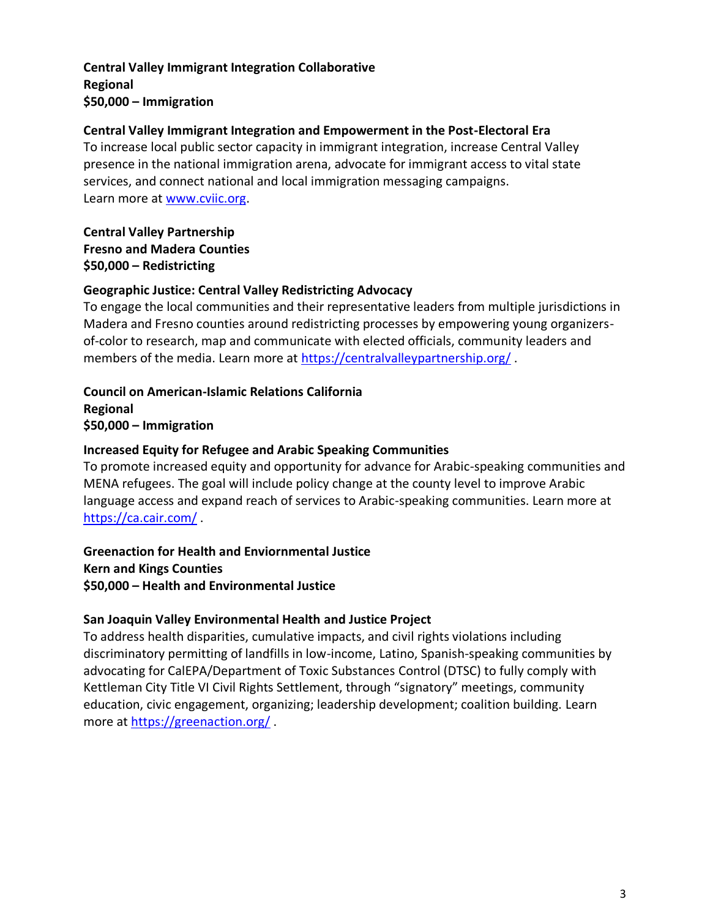**Central Valley Immigrant Integration Collaborative**
**Regional**
**$50,000 – Immigration**

**Central Valley Immigrant Integration and Empowerment in the Post-Electoral Era**

To increase local public sector capacity in immigrant integration, increase Central Valley presence in the national immigration arena, advocate for immigrant access to vital state services, and connect national and local immigration messaging campaigns.
Learn more at [www.cviic.org](www.cviic.org).

**Central Valley Partnership**
**Fresno and Madera Counties**
**$50,000 – Redistricting**

**Geographic Justice: Central Valley Redistricting Advocacy**

To engage the local communities and their representative leaders from multiple jurisdictions in Madera and Fresno counties around redistricting processes by empowering young organizers-of-color to research, map and communicate with elected officials, community leaders and members of the media. Learn more at [https://centralvalleypartnership.org/](https://centralvalleypartnership.org/) .

**Council on American-Islamic Relations California**
**Regional**
**$50,000 – Immigration**

**Increased Equity for Refugee and Arabic Speaking Communities**

To promote increased equity and opportunity for advance for Arabic-speaking communities and MENA refugees. The goal will include policy change at the county level to improve Arabic language access and expand reach of services to Arabic-speaking communities. Learn more at [https://ca.cair.com/](https://ca.cair.com/) .

**Greenaction for Health and Enviornmental Justice**
**Kern and Kings Counties**
**$50,000 – Health and Environmental Justice**

**San Joaquin Valley Environmental Health and Justice Project**

To address health disparities, cumulative impacts, and civil rights violations including discriminatory permitting of landfills in low-income, Latino, Spanish-speaking communities by advocating for CalEPA/Department of Toxic Substances Control (DTSC) to fully comply with Kettleman City Title VI Civil Rights Settlement, through "signatory" meetings, community education, civic engagement, organizing; leadership development; coalition building. Learn more at [https://greenaction.org/](https://greenaction.org/) .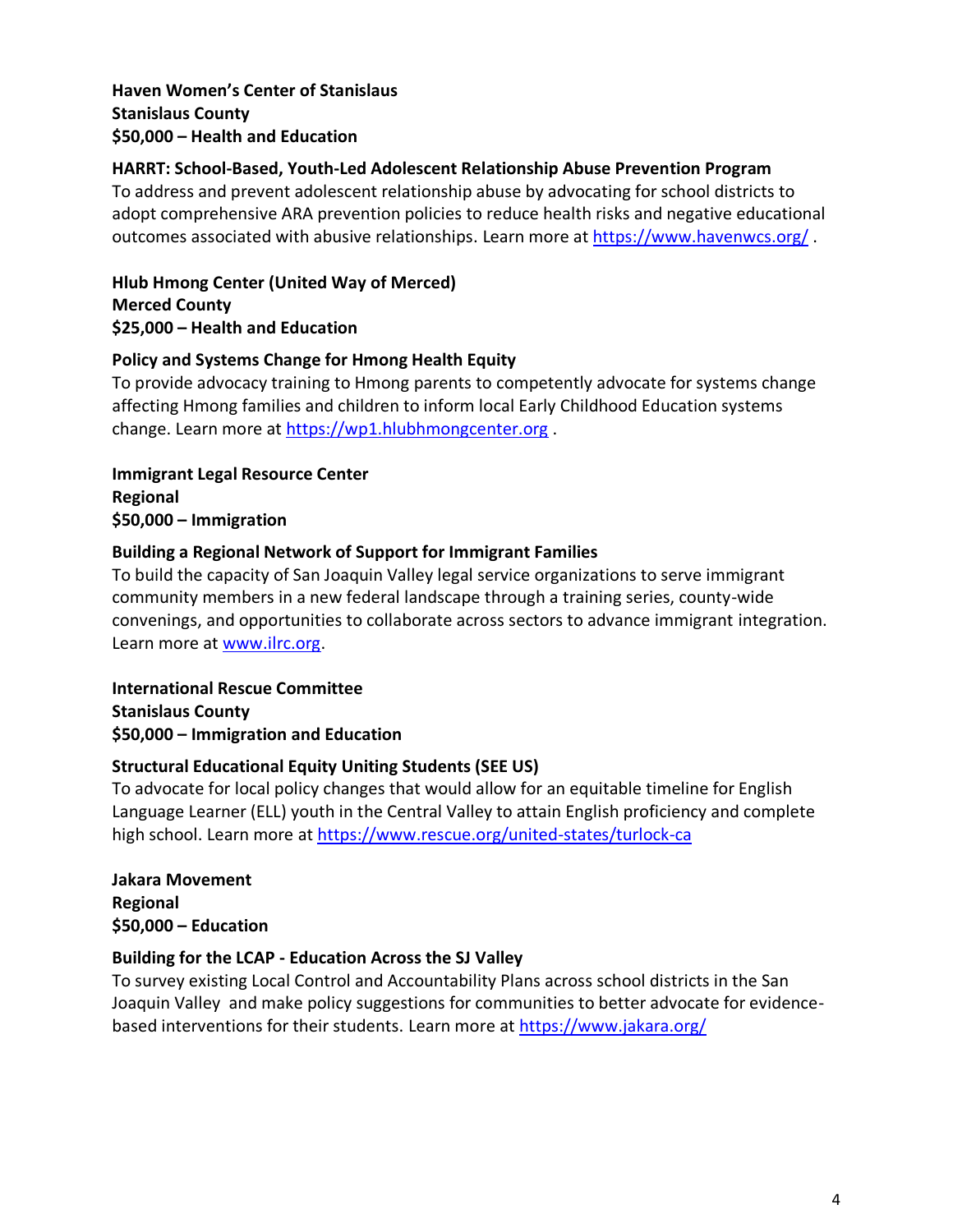**Haven Women's Center of Stanislaus**
**Stanislaus County**
**$50,000 – Health and Education**

**HARRT: School-Based, Youth-Led Adolescent Relationship Abuse Prevention Program**
To address and prevent adolescent relationship abuse by advocating for school districts to adopt comprehensive ARA prevention policies to reduce health risks and negative educational outcomes associated with abusive relationships. Learn more at https://www.havenwcs.org/ .

**Hlub Hmong Center (United Way of Merced)**
**Merced County**
**$25,000 – Health and Education**

**Policy and Systems Change for Hmong Health Equity**
To provide advocacy training to Hmong parents to competently advocate for systems change affecting Hmong families and children to inform local Early Childhood Education systems change. Learn more at https://wp1.hlubhmongcenter.org .

**Immigrant Legal Resource Center**
**Regional**
**$50,000 – Immigration**

**Building a Regional Network of Support for Immigrant Families**
To build the capacity of San Joaquin Valley legal service organizations to serve immigrant community members in a new federal landscape through a training series, county-wide convenings, and opportunities to collaborate across sectors to advance immigrant integration. Learn more at www.ilrc.org.

**International Rescue Committee**
**Stanislaus County**
**$50,000 – Immigration and Education**

**Structural Educational Equity Uniting Students (SEE US)**
To advocate for local policy changes that would allow for an equitable timeline for English Language Learner (ELL) youth in the Central Valley to attain English proficiency and complete high school. Learn more at https://www.rescue.org/united-states/turlock-ca

**Jakara Movement**
**Regional**
**$50,000 – Education**

**Building for the LCAP - Education Across the SJ Valley**
To survey existing Local Control and Accountability Plans across school districts in the San Joaquin Valley and make policy suggestions for communities to better advocate for evidence-based interventions for their students. Learn more at https://www.jakara.org/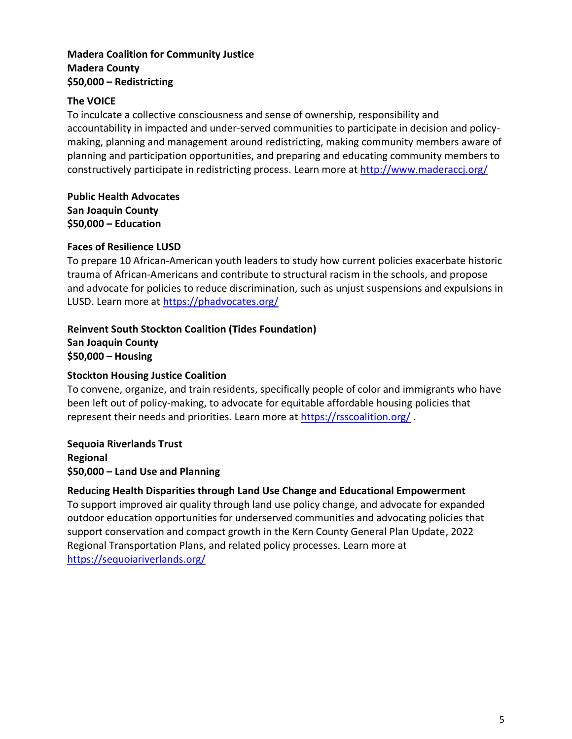**Madera Coalition for Community Justice**
**Madera County**
**$50,000 – Redistricting**

**The VOICE**
To inculcate a collective consciousness and sense of ownership, responsibility and accountability in impacted and under-served communities to participate in decision and policy-making, planning and management around redistricting, making community members aware of planning and participation opportunities, and preparing and educating community members to constructively participate in redistricting process. Learn more at http://www.maderaccj.org/

**Public Health Advocates**
**San Joaquin County**
**$50,000 – Education**

**Faces of Resilience LUSD**
To prepare 10 African-American youth leaders to study how current policies exacerbate historic trauma of African-Americans and contribute to structural racism in the schools, and propose and advocate for policies to reduce discrimination, such as unjust suspensions and expulsions in LUSD. Learn more at https://phadvocates.org/

**Reinvent South Stockton Coalition (Tides Foundation)**
**San Joaquin County**
**$50,000 – Housing**

**Stockton Housing Justice Coalition**
To convene, organize, and train residents, specifically people of color and immigrants who have been left out of policy-making, to advocate for equitable affordable housing policies that represent their needs and priorities. Learn more at https://rsscoalition.org/ .

**Sequoia Riverlands Trust**
**Regional**
**$50,000 – Land Use and Planning**

**Reducing Health Disparities through Land Use Change and Educational Empowerment**
To support improved air quality through land use policy change, and advocate for expanded outdoor education opportunities for underserved communities and advocating policies that support conservation and compact growth in the Kern County General Plan Update, 2022 Regional Transportation Plans, and related policy processes. Learn more at https://sequoiariverlands.org/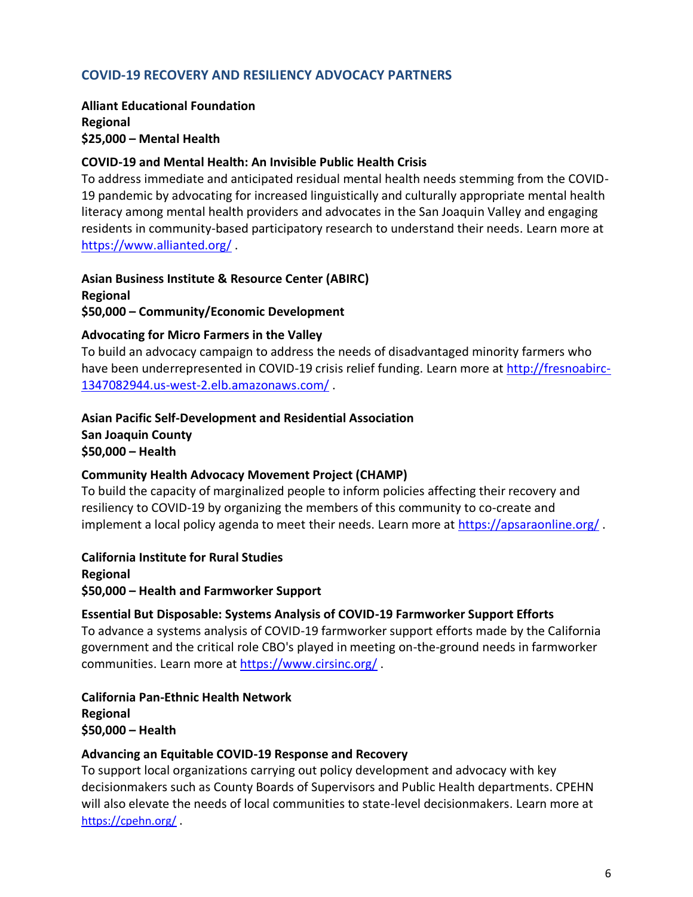## COVID-19 RECOVERY AND RESILIENCY ADVOCACY PARTNERS

**Alliant Educational Foundation**
**Regional**
**$25,000 – Mental Health**

**COVID-19 and Mental Health: An Invisible Public Health Crisis**
To address immediate and anticipated residual mental health needs stemming from the COVID-19 pandemic by advocating for increased linguistically and culturally appropriate mental health literacy among mental health providers and advocates in the San Joaquin Valley and engaging residents in community-based participatory research to understand their needs. Learn more at https://www.alliantedorg/ .

**Asian Business Institute & Resource Center (ABIRC)**
**Regional**
**$50,000 – Community/Economic Development**

**Advocating for Micro Farmers in the Valley**
To build an advocacy campaign to address the needs of disadvantaged minority farmers who have been underrepresented in COVID-19 crisis relief funding. Learn more at http://fresnoabirc-1347082944.us-west-2.elb.amazonaws.com/ .

**Asian Pacific Self-Development and Residential Association**
**San Joaquin County**
**$50,000 – Health**

**Community Health Advocacy Movement Project (CHAMP)**
To build the capacity of marginalized people to inform policies affecting their recovery and resiliency to COVID-19 by organizing the members of this community to co-create and implement a local policy agenda to meet their needs. Learn more at https://apsaraonline.org/ .

**California Institute for Rural Studies**
**Regional**
**$50,000 – Health and Farmworker Support**

**Essential But Disposable: Systems Analysis of COVID-19 Farmworker Support Efforts**
To advance a systems analysis of COVID-19 farmworker support efforts made by the California government and the critical role CBO's played in meeting on-the-ground needs in farmworker communities. Learn more at https://www.cirsinc.org/ .

**California Pan-Ethnic Health Network**
**Regional**
**$50,000 – Health**

**Advancing an Equitable COVID-19 Response and Recovery**
To support local organizations carrying out policy development and advocacy with key decisionmakers such as County Boards of Supervisors and Public Health departments. CPEHN will also elevate the needs of local communities to state-level decisionmakers. Learn more at https://cpehn.org/ .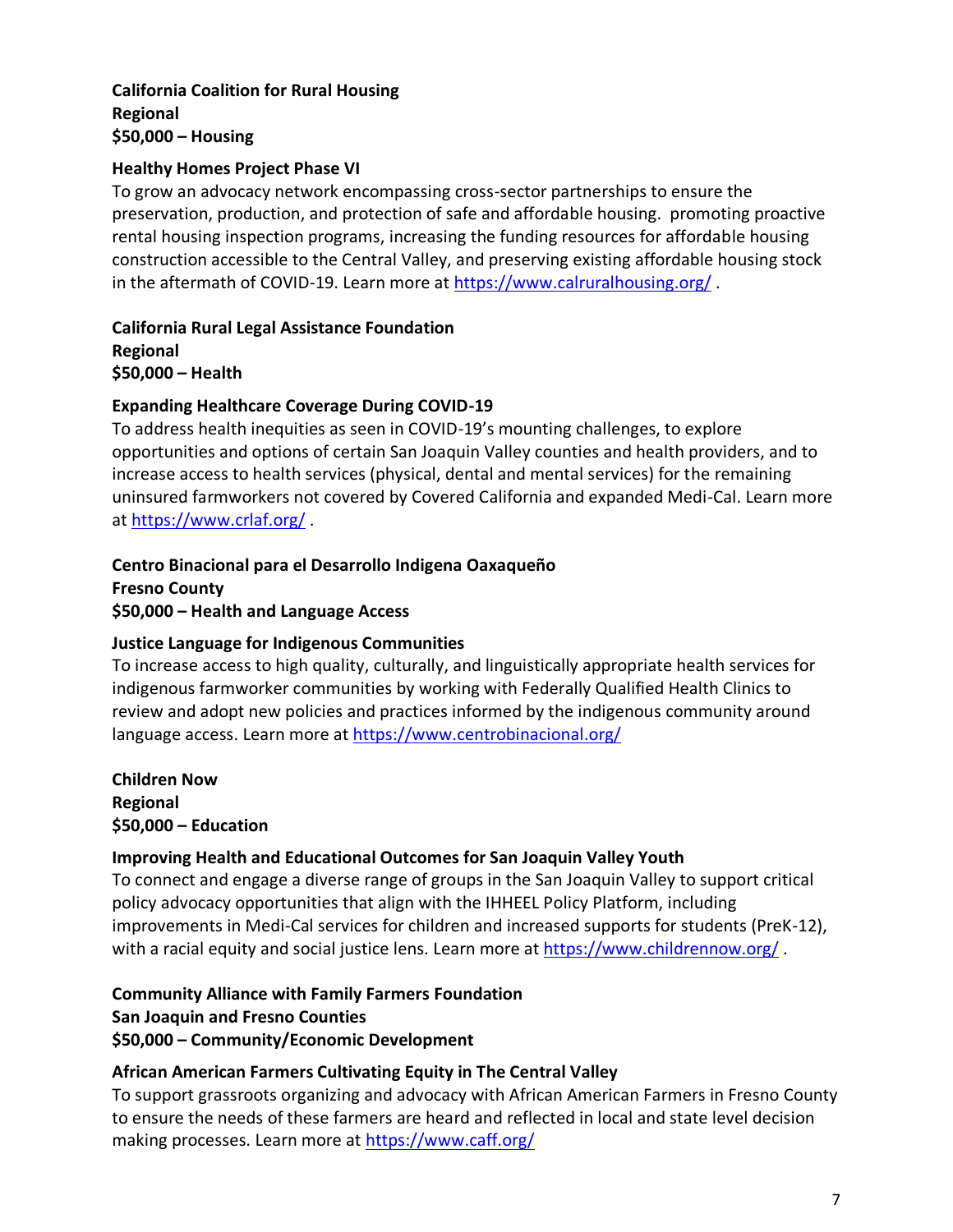**California Coalition for Rural Housing**
**Regional**
**$50,000 – Housing**

**Healthy Homes Project Phase VI**
To grow an advocacy network encompassing cross-sector partnerships to ensure the preservation, production, and protection of safe and affordable housing. promoting proactive rental housing inspection programs, increasing the funding resources for affordable housing construction accessible to the Central Valley, and preserving existing affordable housing stock in the aftermath of COVID-19. Learn more at https://www.calruralhousing.org/ .

**California Rural Legal Assistance Foundation**
**Regional**
**$50,000 – Health**

**Expanding Healthcare Coverage During COVID-19**
To address health inequities as seen in COVID-19's mounting challenges, to explore opportunities and options of certain San Joaquin Valley counties and health providers, and to increase access to health services (physical, dental and mental services) for the remaining uninsured farmworkers not covered by Covered California and expanded Medi-Cal. Learn more at https://www.crlaf.org/ .

**Centro Binacional para el Desarrollo Indigena Oaxaqueño**
**Fresno County**
**$50,000 – Health and Language Access**

**Justice Language for Indigenous Communities**
To increase access to high quality, culturally, and linguistically appropriate health services for indigenous farmworker communities by working with Federally Qualified Health Clinics to review and adopt new policies and practices informed by the indigenous community around language access. Learn more at https://www.centrobinacional.org/

**Children Now**
**Regional**
**$50,000 – Education**

**Improving Health and Educational Outcomes for San Joaquin Valley Youth**
To connect and engage a diverse range of groups in the San Joaquin Valley to support critical policy advocacy opportunities that align with the IHHEEL Policy Platform, including improvements in Medi-Cal services for children and increased supports for students (PreK-12), with a racial equity and social justice lens. Learn more at https://www.childrennow.org/ .

**Community Alliance with Family Farmers Foundation**
**San Joaquin and Fresno Counties**
**$50,000 – Community/Economic Development**

**African American Farmers Cultivating Equity in The Central Valley**
To support grassroots organizing and advocacy with African American Farmers in Fresno County to ensure the needs of these farmers are heard and reflected in local and state level decision making processes. Learn more at https://www.caff.org/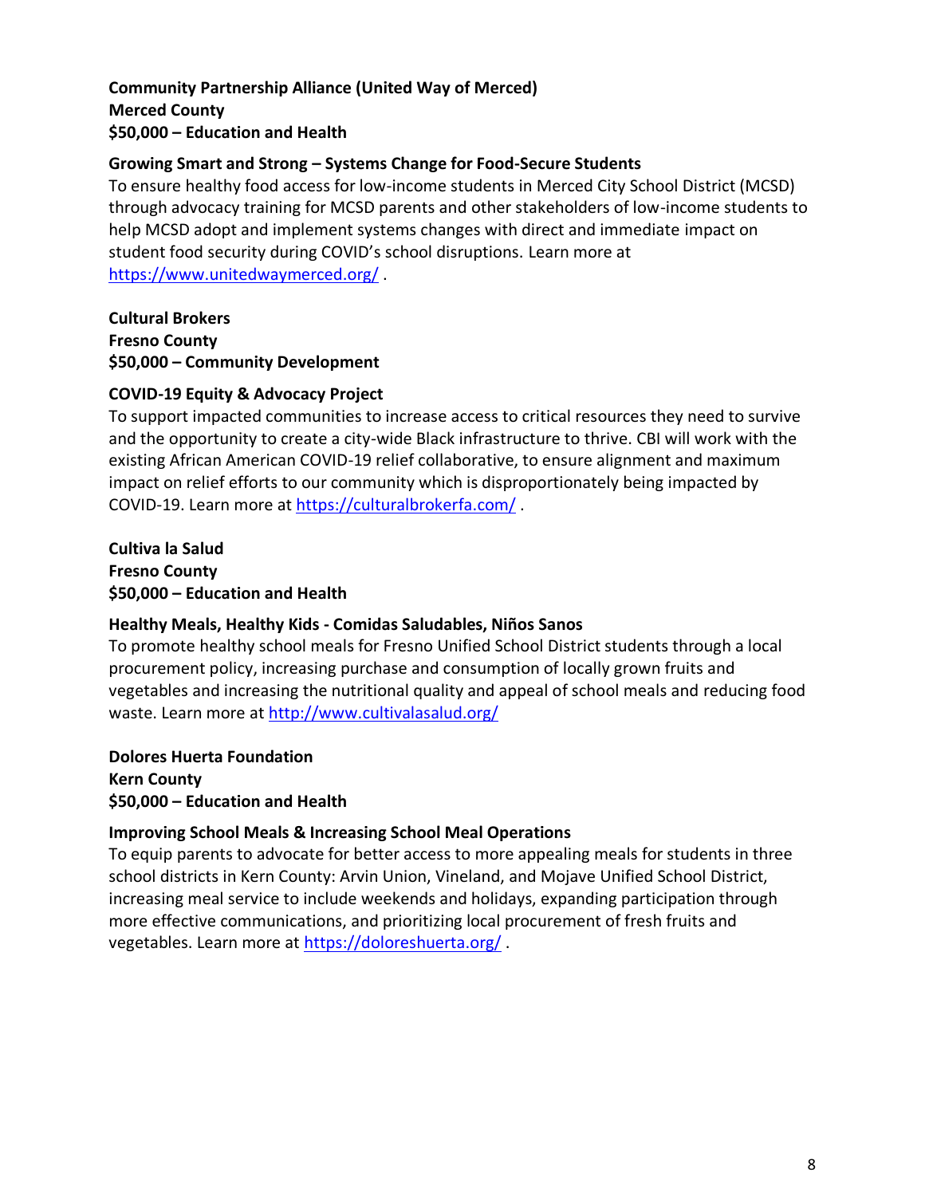**Community Partnership Alliance (United Way of Merced)**
**Merced County**
**$50,000 – Education and Health**

**Growing Smart and Strong – Systems Change for Food-Secure Students**

To ensure healthy food access for low-income students in Merced City School District (MCSD) through advocacy training for MCSD parents and other stakeholders of low-income students to help MCSD adopt and implement systems changes with direct and immediate impact on student food security during COVID's school disruptions. Learn more at https://www.unitedwaymerced.org/ .

**Cultural Brokers**
**Fresno County**
**$50,000 – Community Development**

**COVID-19 Equity & Advocacy Project**

To support impacted communities to increase access to critical resources they need to survive and the opportunity to create a city-wide Black infrastructure to thrive. CBI will work with the existing African American COVID-19 relief collaborative, to ensure alignment and maximum impact on relief efforts to our community which is disproportionately being impacted by COVID-19. Learn more at https://culturalbrokerfa.com/ .

**Cultiva la Salud**
**Fresno County**
**$50,000 – Education and Health**

**Healthy Meals, Healthy Kids - Comidas Saludables, Niños Sanos**

To promote healthy school meals for Fresno Unified School District students through a local procurement policy, increasing purchase and consumption of locally grown fruits and vegetables and increasing the nutritional quality and appeal of school meals and reducing food waste. Learn more at http://www.cultivalasalud.org/

**Dolores Huerta Foundation**
**Kern County**
**$50,000 – Education and Health**

**Improving School Meals & Increasing School Meal Operations**

To equip parents to advocate for better access to more appealing meals for students in three school districts in Kern County: Arvin Union, Vineland, and Mojave Unified School District, increasing meal service to include weekends and holidays, expanding participation through more effective communications, and prioritizing local procurement of fresh fruits and vegetables. Learn more at https://doloreshuerta.org/ .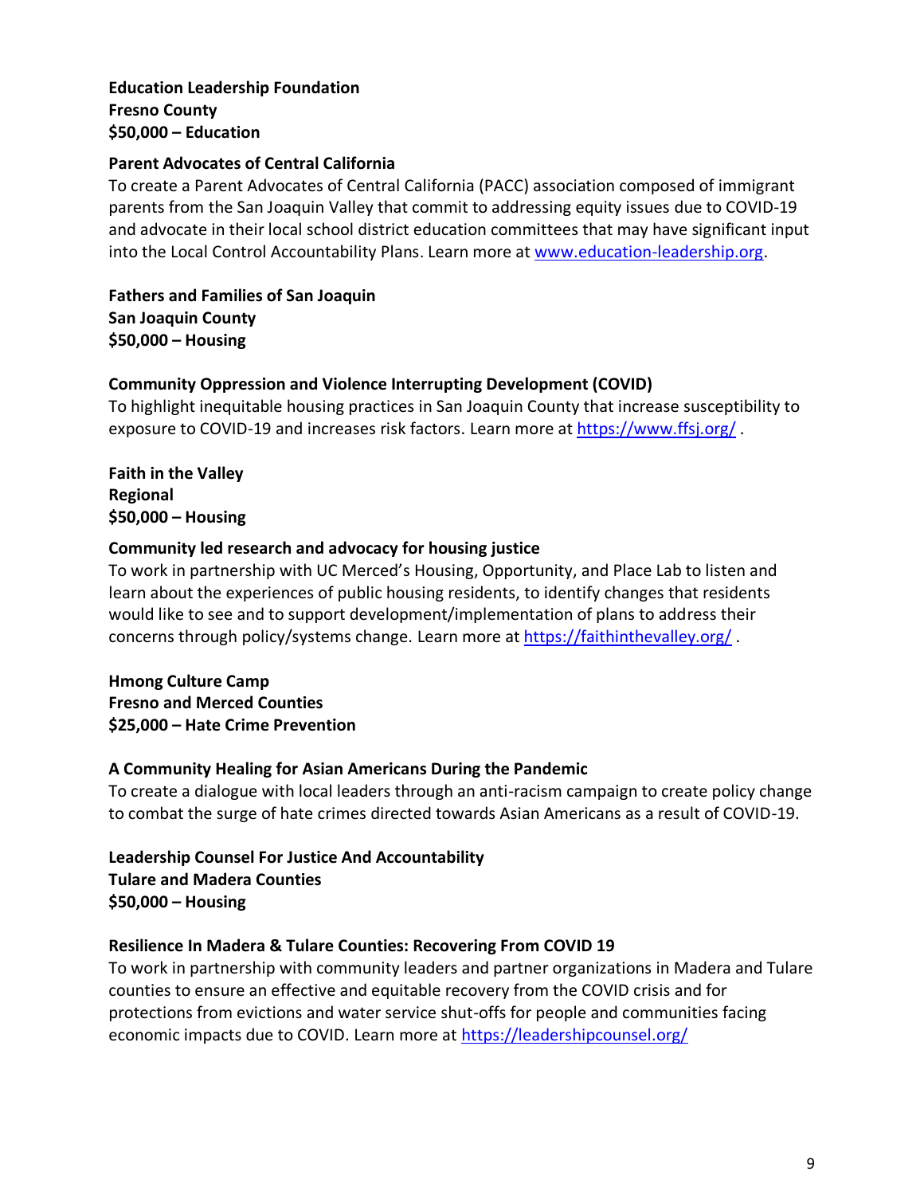**Education Leadership Foundation**
**Fresno County**
**$50,000 – Education**

**Parent Advocates of Central California**

To create a Parent Advocates of Central California (PACC) association composed of immigrant parents from the San Joaquin Valley that commit to addressing equity issues due to COVID-19 and advocate in their local school district education committees that may have significant input into the Local Control Accountability Plans. Learn more at [www.education-leadership.org](www.education-leadership.org).

**Fathers and Families of San Joaquin**
**San Joaquin County**
**$50,000 – Housing**

**Community Oppression and Violence Interrupting Development (COVID)**

To highlight inequitable housing practices in San Joaquin County that increase susceptibility to exposure to COVID-19 and increases risk factors. Learn more at [https://www.ffsj.org/](https://www.ffsj.org/) .

**Faith in the Valley**
**Regional**
**$50,000 – Housing**

**Community led research and advocacy for housing justice**

To work in partnership with UC Merced's Housing, Opportunity, and Place Lab to listen and learn about the experiences of public housing residents, to identify changes that residents would like to see and to support development/implementation of plans to address their concerns through policy/systems change. Learn more at [https://faithinthevalley.org/](https://faithinthevalley.org/) .

**Hmong Culture Camp**
**Fresno and Merced Counties**
**$25,000 – Hate Crime Prevention**

**A Community Healing for Asian Americans During the Pandemic**

To create a dialogue with local leaders through an anti-racism campaign to create policy change to combat the surge of hate crimes directed towards Asian Americans as a result of COVID-19.

**Leadership Counsel For Justice And Accountability**
**Tulare and Madera Counties**
**$50,000 – Housing**

**Resilience In Madera & Tulare Counties: Recovering From COVID 19**

To work in partnership with community leaders and partner organizations in Madera and Tulare counties to ensure an effective and equitable recovery from the COVID crisis and for protections from evictions and water service shut-offs for people and communities facing economic impacts due to COVID. Learn more at [https://leadershipcounsel.org/](https://leadershipcounsel.org/)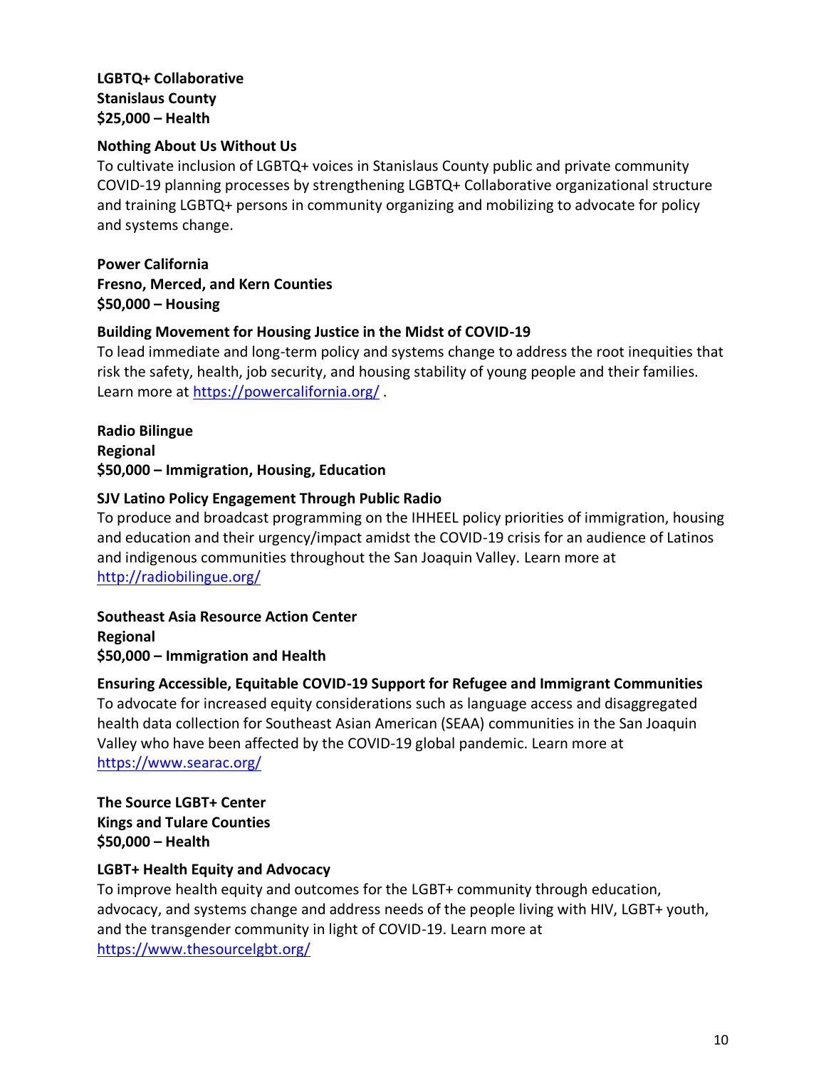**LGBTQ+ Collaborative**
**Stanislaus County**
**$25,000 – Health**

**Nothing About Us Without Us**
To cultivate inclusion of LGBTQ+ voices in Stanislaus County public and private community COVID-19 planning processes by strengthening LGBTQ+ Collaborative organizational structure and training LGBTQ+ persons in community organizing and mobilizing to advocate for policy and systems change.

**Power California**
**Fresno, Merced, and Kern Counties**
**$50,000 – Housing**

**Building Movement for Housing Justice in the Midst of COVID-19**
To lead immediate and long-term policy and systems change to address the root inequities that risk the safety, health, job security, and housing stability of young people and their families. Learn more at https://powercalifornia.org/ .

**Radio Bilingue**
**Regional**
**$50,000 – Immigration, Housing, Education**

**SJV Latino Policy Engagement Through Public Radio**
To produce and broadcast programming on the IHHEEL policy priorities of immigration, housing and education and their urgency/impact amidst the COVID-19 crisis for an audience of Latinos and indigenous communities throughout the San Joaquin Valley. Learn more at http://radiobilingue.org/

**Southeast Asia Resource Action Center**
**Regional**
**$50,000 – Immigration and Health**

**Ensuring Accessible, Equitable COVID-19 Support for Refugee and Immigrant Communities**
To advocate for increased equity considerations such as language access and disaggregated health data collection for Southeast Asian American (SEAA) communities in the San Joaquin Valley who have been affected by the COVID-19 global pandemic. Learn more at https://www.searac.org/

**The Source LGBT+ Center**
**Kings and Tulare Counties**
**$50,000 – Health**

**LGBT+ Health Equity and Advocacy**
To improve health equity and outcomes for the LGBT+ community through education, advocacy, and systems change and address needs of the people living with HIV, LGBT+ youth, and the transgender community in light of COVID-19. Learn more at https://www.thesourcelgbt.org/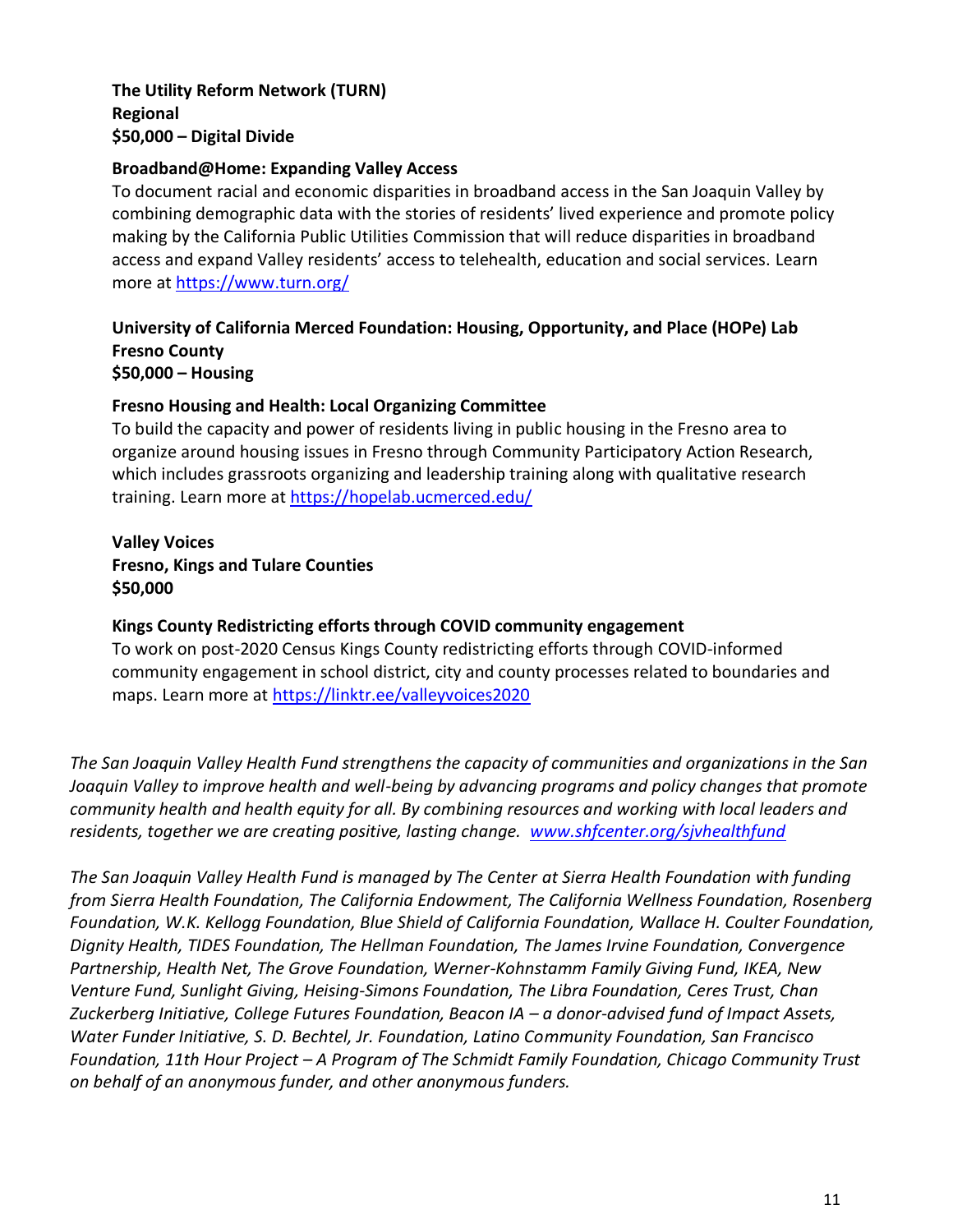**The Utility Reform Network (TURN)**
**Regional**
**$50,000 – Digital Divide**

**Broadband@Home: Expanding Valley Access**
To document racial and economic disparities in broadband access in the San Joaquin Valley by combining demographic data with the stories of residents' lived experience and promote policy making by the California Public Utilities Commission that will reduce disparities in broadband access and expand Valley residents' access to telehealth, education and social services. Learn more at https://www.turn.org/

**University of California Merced Foundation: Housing, Opportunity, and Place (HOPe) Lab**
**Fresno County**
**$50,000 – Housing**

**Fresno Housing and Health: Local Organizing Committee**
To build the capacity and power of residents living in public housing in the Fresno area to organize around housing issues in Fresno through Community Participatory Action Research, which includes grassroots organizing and leadership training along with qualitative research training. Learn more at https://hopelab.ucmerced.edu/

**Valley Voices**
**Fresno, Kings and Tulare Counties**
**$50,000**

**Kings County Redistricting efforts through COVID community engagement**
To work on post-2020 Census Kings County redistricting efforts through COVID-informed community engagement in school district, city and county processes related to boundaries and maps. Learn more at https://linktr.ee/valleyvoices2020

*The San Joaquin Valley Health Fund strengthens the capacity of communities and organizations in the San Joaquin Valley to improve health and well-being by advancing programs and policy changes that promote community health and health equity for all. By combining resources and working with local leaders and residents, together we are creating positive, lasting change. www.shfcenter.org/sjvhealthfund*

*The San Joaquin Valley Health Fund is managed by The Center at Sierra Health Foundation with funding from Sierra Health Foundation, The California Endowment, The California Wellness Foundation, Rosenberg Foundation, W.K. Kellogg Foundation, Blue Shield of California Foundation, Wallace H. Coulter Foundation, Dignity Health, TIDES Foundation, The Hellman Foundation, The James Irvine Foundation, Convergence Partnership, Health Net, The Grove Foundation, Werner-Kohnstamm Family Giving Fund, IKEA, New Venture Fund, Sunlight Giving, Heising-Simons Foundation, The Libra Foundation, Ceres Trust, Chan Zuckerberg Initiative, College Futures Foundation, Beacon IA – a donor-advised fund of Impact Assets, Water Funder Initiative, S. D. Bechtel, Jr. Foundation, Latino Community Foundation, San Francisco Foundation, 11th Hour Project – A Program of The Schmidt Family Foundation, Chicago Community Trust on behalf of an anonymous funder, and other anonymous funders.*